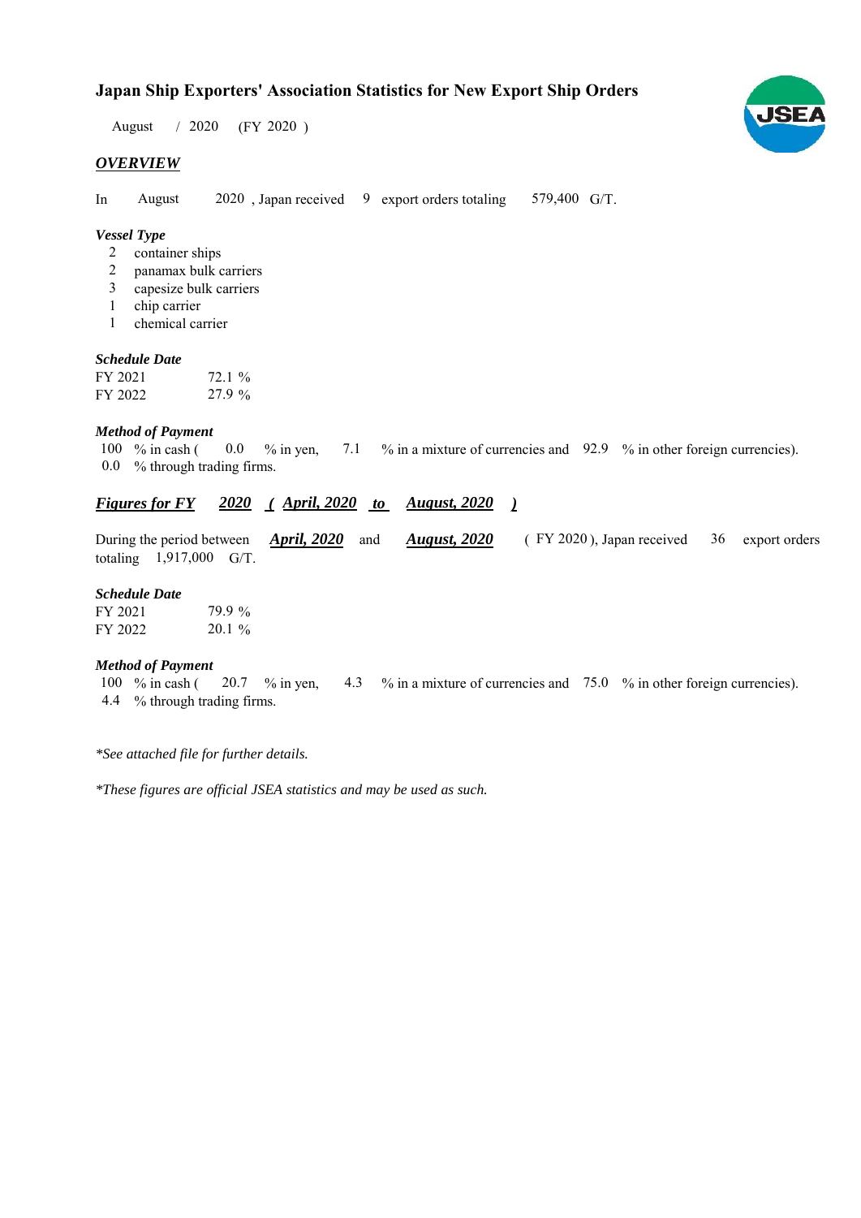# Japan Ship Exporters' Association Statistics for New Export Ship Orders

August / 2020 (FY 2020 )

## *OVERVIEW*

In August 2020 , Japan received 9 export orders totaling 579,400 G/T.

### *Vessel Type*

- 2 container ships
- 2 panamax bulk carriers
- 3 capesize bulk carriers
- 1 chip carrier
- 1 chemical carrier

### *Schedule Date*

| | |
|---|---|
| FY 2021 | 72.1 % |
| FY 2022 | 27.9 % |

### *Method of Payment*

100 % in cash ( 0.0 % in yen, 7.1 % in a mixture of currencies and 92.9 % in other foreign currencies).
0.0 % through trading firms.

## ***Figures for FY 2020 ( April, 2020 to August, 2020 )***

During the period between ***April, 2020*** and ***August, 2020*** ( FY 2020 ), Japan received 36 export orders totaling 1,917,000 G/T.

### *Schedule Date*

| | |
|---|---|
| FY 2021 | 79.9 % |
| FY 2022 | 20.1 % |

### *Method of Payment*

100 % in cash ( 20.7 % in yen, 4.3 % in a mixture of currencies and 75.0 % in other foreign currencies).
4.4 % through trading firms.

*\*See attached file for further details.*

*\*These figures are official JSEA statistics and may be used as such.*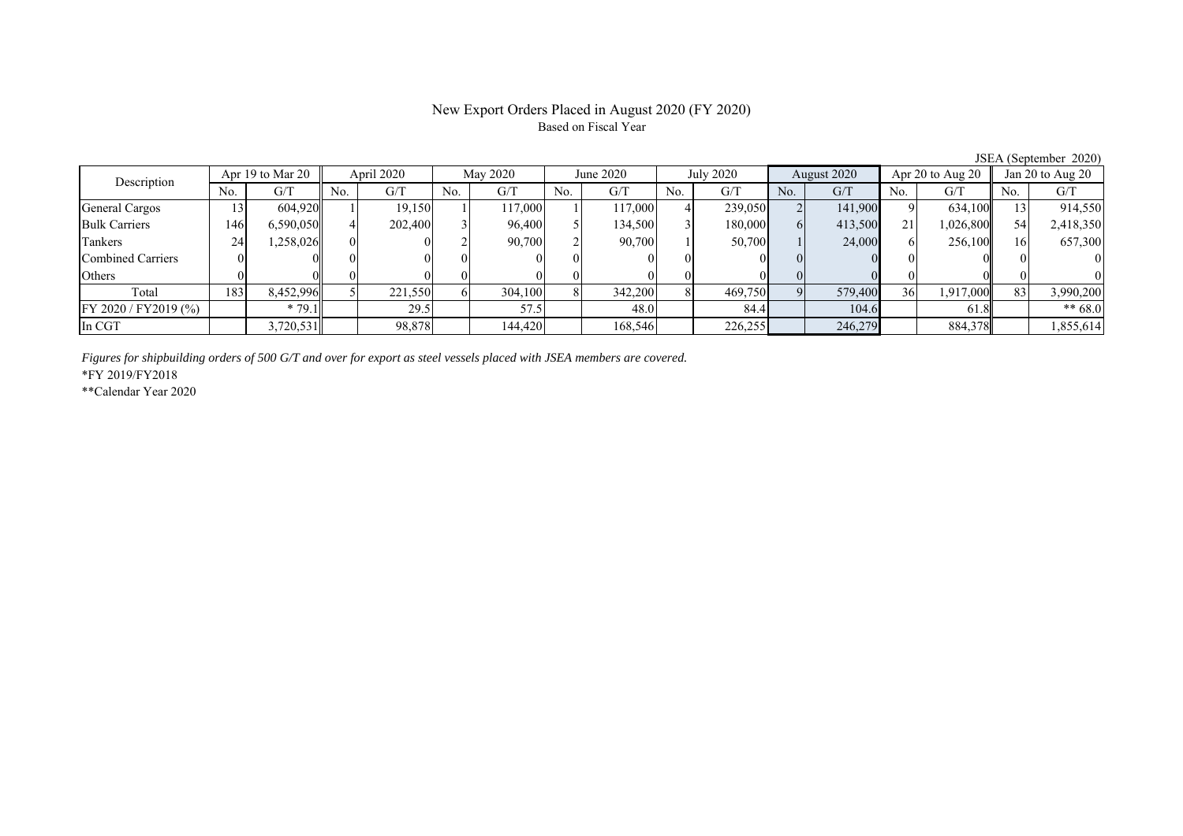# New Export Orders Placed in August 2020 (FY 2020)

Based on Fiscal Year

JSEA (September 2020)

| Description | Apr 19 to Mar 20 | | April 2020 | | May 2020 | | June 2020 | | July 2020 | | August 2020 | | Apr 20 to Aug 20 | | Jan 20 to Aug 20 | |
|---|---|---|---|---|---|---|---|---|---|---|---|---|---|---|---|---|
| | No. | G/T | No. | G/T | No. | G/T | No. | G/T | No. | G/T | No. | G/T | No. | G/T | No. | G/T |
| General Cargos | 13 | 604,920 | 1 | 19,150 | 1 | 117,000 | 1 | 117,000 | 4 | 239,050 | 2 | 141,900 | 9 | 634,100 | 13 | 914,550 |
| Bulk Carriers | 146 | 6,590,050 | 4 | 202,400 | 3 | 96,400 | 5 | 134,500 | 3 | 180,000 | 6 | 413,500 | 21 | 1,026,800 | 54 | 2,418,350 |
| Tankers | 24 | 1,258,026 | 0 | 0 | 2 | 90,700 | 2 | 90,700 | 1 | 50,700 | 1 | 24,000 | 6 | 256,100 | 16 | 657,300 |
| Combined Carriers | 0 | 0 | 0 | 0 | 0 | 0 | 0 | 0 | 0 | 0 | 0 | 0 | 0 | 0 | 0 | 0 |
| Others | 0 | 0 | 0 | 0 | 0 | 0 | 0 | 0 | 0 | 0 | 0 | 0 | 0 | 0 | 0 | 0 |
| Total | 183 | 8,452,996 | 5 | 221,550 | 6 | 304,100 | 8 | 342,200 | 8 | 469,750 | 9 | 579,400 | 36 | 1,917,000 | 83 | 3,990,200 |
| FY 2020 / FY2019 (%) | | * 79.1 | | 29.5 | | 57.5 | | 48.0 | | 84.4 | | 104.6 | | 61.8 | | ** 68.0 |
| In CGT | | 3,720,531 | | 98,878 | | 144,420 | | 168,546 | | 226,255 | | 246,279 | | 884,378 | | 1,855,614 |

*Figures for shipbuilding orders of 500 G/T and over for export as steel vessels placed with JSEA members are covered.*

*FY 2019/FY2018

**Calendar Year 2020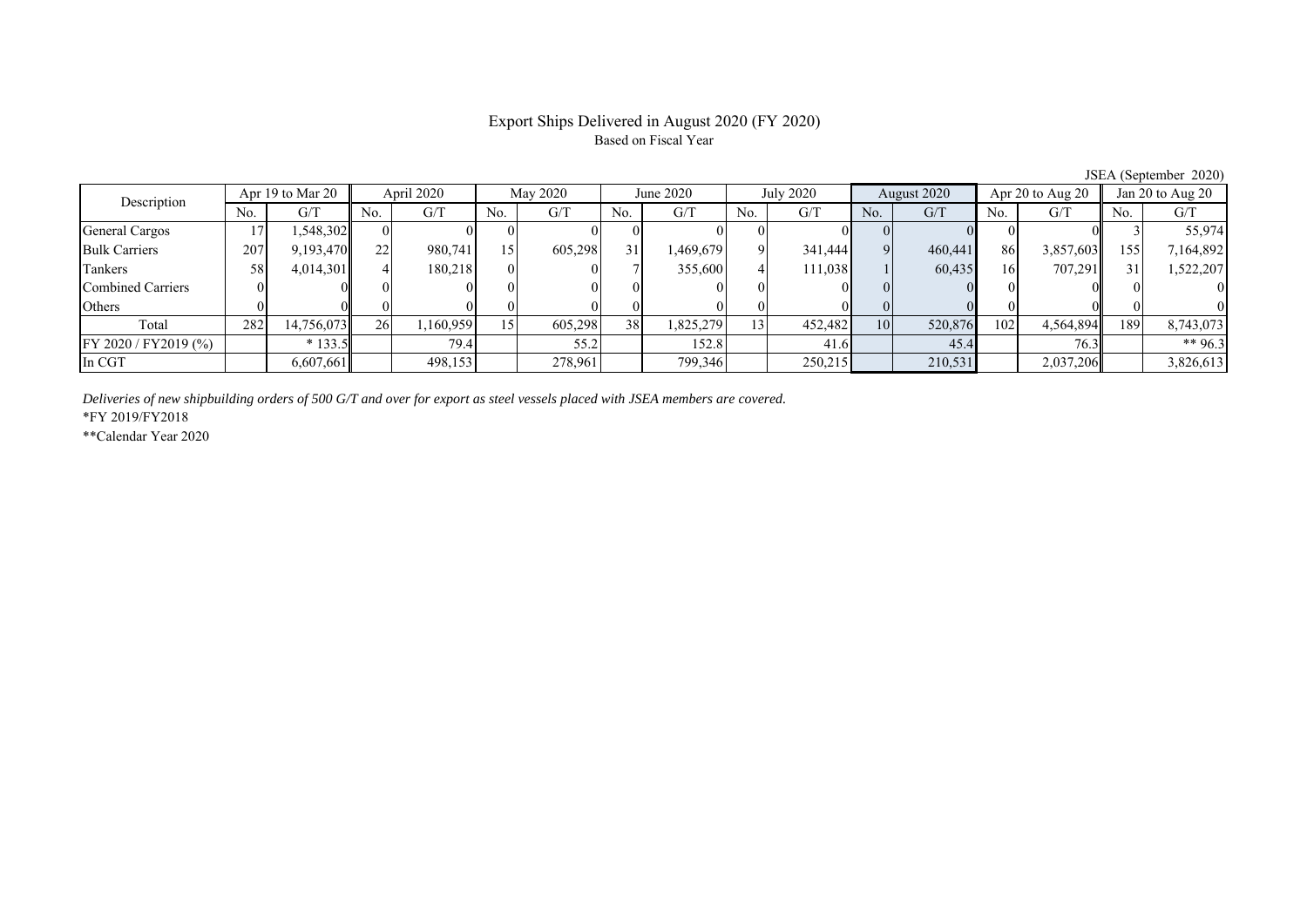# Export Ships Delivered in August 2020 (FY 2020)

Based on Fiscal Year

JSEA (September 2020)

| Description | Apr 19 to Mar 20 | | April 2020 | | May 2020 | | June 2020 | | July 2020 | | August 2020 | | Apr 20 to Aug 20 | | Jan 20 to Aug 20 | |
|---|---|---|---|---|---|---|---|---|---|---|---|---|---|---|---|---|
| | No. | G/T | No. | G/T | No. | G/T | No. | G/T | No. | G/T | No. | G/T | No. | G/T | No. | G/T |
| General Cargos | 17 | 1,548,302 | 0 | 0 | 0 | 0 | 0 | 0 | 0 | 0 | 0 | 0 | 0 | 0 | 3 | 55,974 |
| Bulk Carriers | 207 | 9,193,470 | 22 | 980,741 | 15 | 605,298 | 31 | 1,469,679 | 9 | 341,444 | 9 | 460,441 | 86 | 3,857,603 | 155 | 7,164,892 |
| Tankers | 58 | 4,014,301 | 4 | 180,218 | 0 | 0 | 7 | 355,600 | 4 | 111,038 | 1 | 60,435 | 16 | 707,291 | 31 | 1,522,207 |
| Combined Carriers | 0 | 0 | 0 | 0 | 0 | 0 | 0 | 0 | 0 | 0 | 0 | 0 | 0 | 0 | 0 | 0 |
| Others | 0 | 0 | 0 | 0 | 0 | 0 | 0 | 0 | 0 | 0 | 0 | 0 | 0 | 0 | 0 | 0 |
| Total | 282 | 14,756,073 | 26 | 1,160,959 | 15 | 605,298 | 38 | 1,825,279 | 13 | 452,482 | 10 | 520,876 | 102 | 4,564,894 | 189 | 8,743,073 |
| FY 2020 / FY2019 (%) | | * 133.5 | | 79.4 | | 55.2 | | 152.8 | | 41.6 | | 45.4 | | 76.3 | | ** 96.3 |
| In CGT | | 6,607,661 | | 498,153 | | 278,961 | | 799,346 | | 250,215 | | 210,531 | | 2,037,206 | | 3,826,613 |

*Deliveries of new shipbuilding orders of 500 G/T and over for export as steel vessels placed with JSEA members are covered.*

*FY 2019/FY2018

**Calendar Year 2020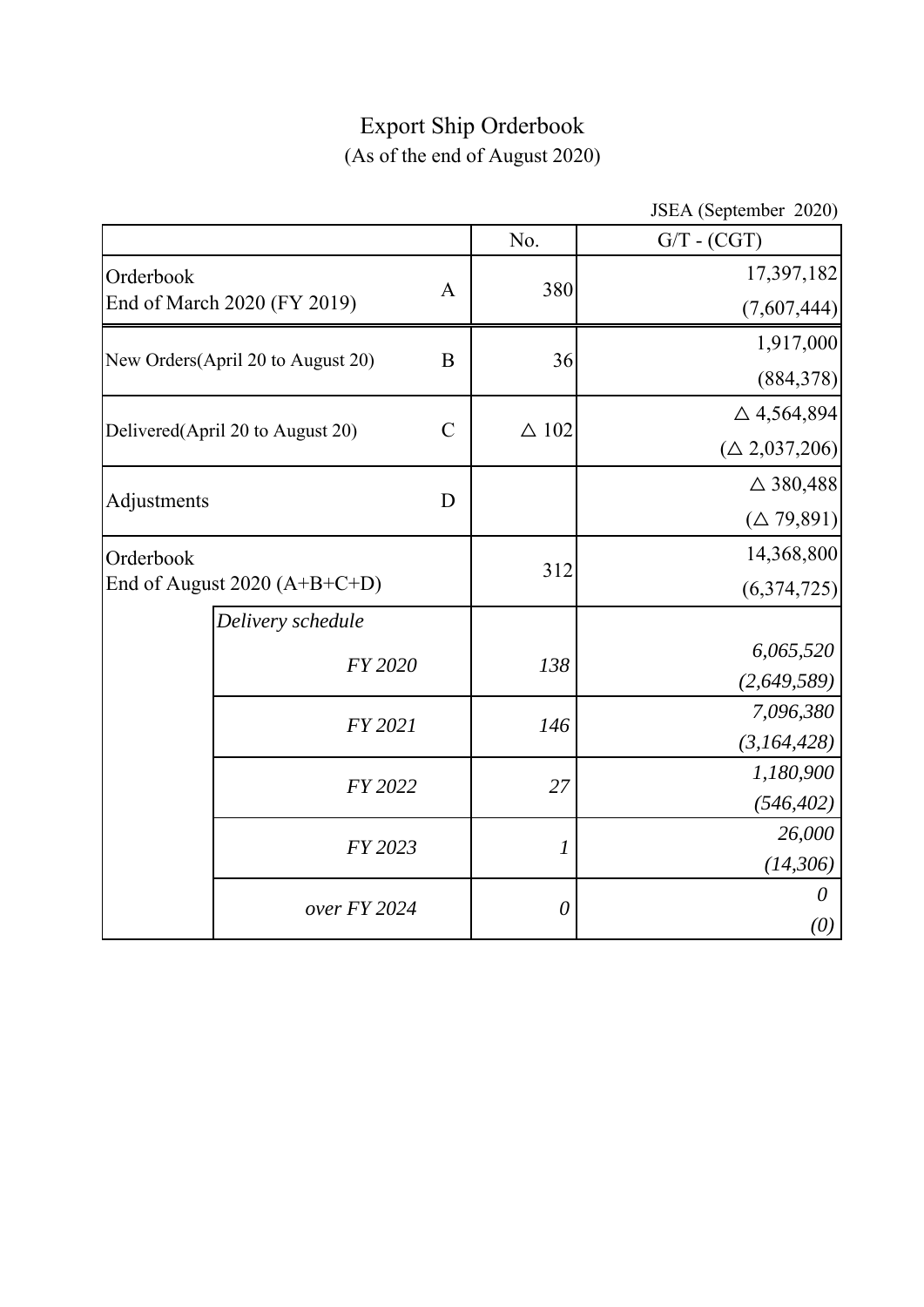# Export Ship Orderbook

(As of the end of August 2020)

JSEA (September 2020)

| | | | No. | G/T - (CGT) |
|---|---|---|---|---|
| Orderbook<br>End of March 2020 (FY 2019) | | A | 380 | 17,397,182<br>(7,607,444) |
| New Orders(April 20 to August 20) | | B | 36 | 1,917,000<br>(884,378) |
| Delivered(April 20 to August 20) | | C | △ 102 | △ 4,564,894<br>(△ 2,037,206) |
| Adjustments | | D | | △ 380,488<br>(△ 79,891) |
| Orderbook<br>End of August 2020 (A+B+C+D) | | | 312 | 14,368,800<br>(6,374,725) |
| | *Delivery schedule*<br>*FY 2020* | | *138* | *6,065,520*<br>*(2,649,589)* |
| | *FY 2021* | | *146* | *7,096,380*<br>*(3,164,428)* |
| | *FY 2022* | | *27* | *1,180,900*<br>*(546,402)* |
| | *FY 2023* | | *1* | *26,000*<br>*(14,306)* |
| | *over FY 2024* | | *0* | *0*<br>*(0)* |